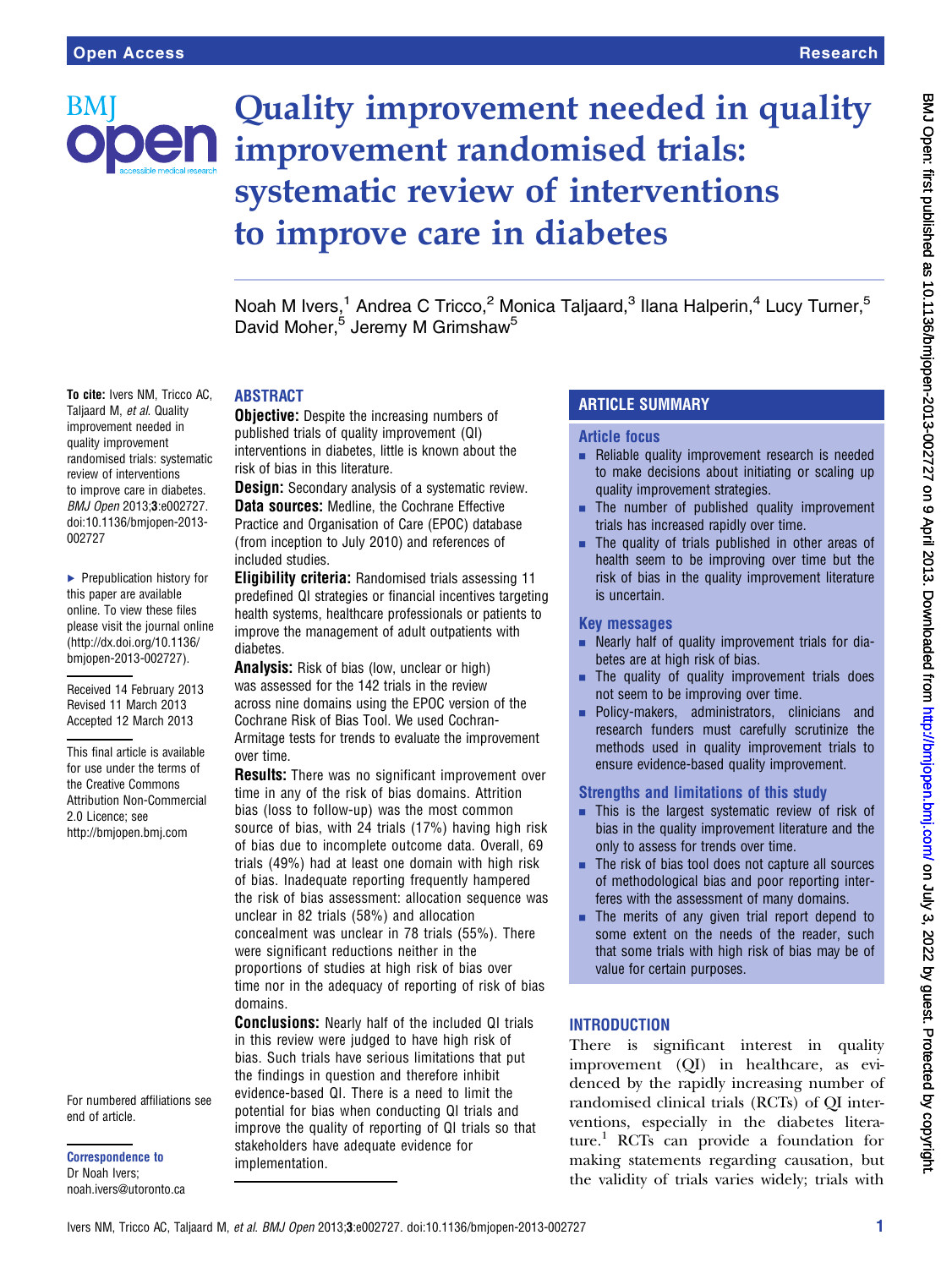# Quality improvement needed in quality improvement randomised trials: systematic review of interventions to improve care in diabetes

Noah M Ivers,[1] Andrea C Tricco,[2] Monica Taljaard,[3] Ilana Halperin,[4] Lucy Turner,[5] David Moher,[5] Jeremy M Grimshaw[5]

**To cite:** Ivers NM, Tricco AC, Taljaard M, *et al*. Quality improvement needed in quality improvement randomised trials: systematic review of interventions to improve care in diabetes. *BMJ Open* 2013;**3**:e002727. doi:10.1136/bmjopen-2013-002727

► Prepublication history for this paper are available online. To view these files please visit the journal online (http://dx.doi.org/10.1136/bmjopen-2013-002727).

Received 14 February 2013
Revised 11 March 2013
Accepted 12 March 2013

This final article is available for use under the terms of the Creative Commons Attribution Non-Commercial 2.0 Licence; see http://bmjopen.bmj.com

For numbered affiliations see end of article.

**Correspondence to**
Dr Noah Ivers;
noah.ivers@utoronto.ca

## ABSTRACT

**Objective:** Despite the increasing numbers of published trials of quality improvement (QI) interventions in diabetes, little is known about the risk of bias in this literature.

**Design:** Secondary analysis of a systematic review.

**Data sources:** Medline, the Cochrane Effective Practice and Organisation of Care (EPOC) database (from inception to July 2010) and references of included studies.

**Eligibility criteria:** Randomised trials assessing 11 predefined QI strategies or financial incentives targeting health systems, healthcare professionals or patients to improve the management of adult outpatients with diabetes.

**Analysis:** Risk of bias (low, unclear or high) was assessed for the 142 trials in the review across nine domains using the EPOC version of the Cochrane Risk of Bias Tool. We used Cochran-Armitage tests for trends to evaluate the improvement over time.

**Results:** There was no significant improvement over time in any of the risk of bias domains. Attrition bias (loss to follow-up) was the most common source of bias, with 24 trials (17%) having high risk of bias due to incomplete outcome data. Overall, 69 trials (49%) had at least one domain with high risk of bias. Inadequate reporting frequently hampered the risk of bias assessment: allocation sequence was unclear in 82 trials (58%) and allocation concealment was unclear in 78 trials (55%). There were significant reductions neither in the proportions of studies at high risk of bias over time nor in the adequacy of reporting of risk of bias domains.

**Conclusions:** Nearly half of the included QI trials in this review were judged to have high risk of bias. Such trials have serious limitations that put the findings in question and therefore inhibit evidence-based QI. There is a need to limit the potential for bias when conducting QI trials and improve the quality of reporting of QI trials so that stakeholders have adequate evidence for implementation.

## ARTICLE SUMMARY

### Article focus

- Reliable quality improvement research is needed to make decisions about initiating or scaling up quality improvement strategies.
- The number of published quality improvement trials has increased rapidly over time.
- The quality of trials published in other areas of health seem to be improving over time but the risk of bias in the quality improvement literature is uncertain.

### Key messages

- Nearly half of quality improvement trials for diabetes are at high risk of bias.
- The quality of quality improvement trials does not seem to be improving over time.
- Policy-makers, administrators, clinicians and research funders must carefully scrutinize the methods used in quality improvement trials to ensure evidence-based quality improvement.

### Strengths and limitations of this study

- This is the largest systematic review of risk of bias in the quality improvement literature and the only to assess for trends over time.
- The risk of bias tool does not capture all sources of methodological bias and poor reporting interferes with the assessment of many domains.
- The merits of any given trial report depend to some extent on the needs of the reader, such that some trials with high risk of bias may be of value for certain purposes.

## INTRODUCTION

There is significant interest in quality improvement (QI) in healthcare, as evidenced by the rapidly increasing number of randomised clinical trials (RCTs) of QI interventions, especially in the diabetes literature.[1] RCTs can provide a foundation for making statements regarding causation, but the validity of trials varies widely; trials with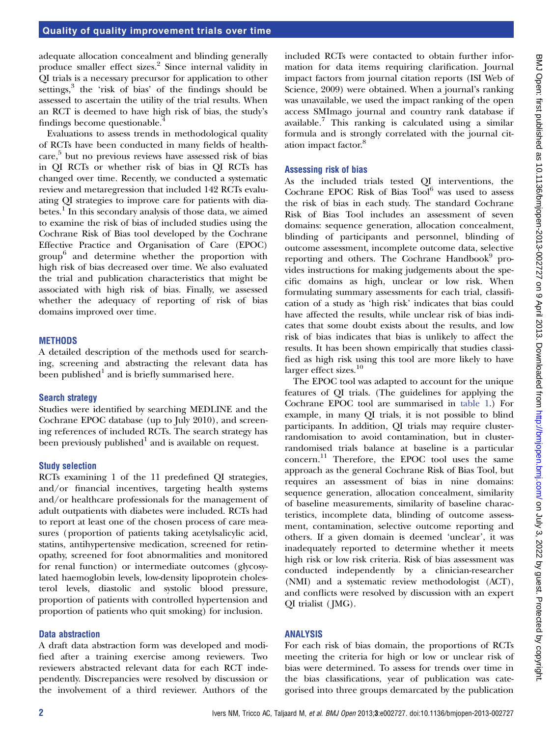adequate allocation concealment and blinding generally produce smaller effect sizes.[2] Since internal validity in QI trials is a necessary precursor for application to other settings,[3] the 'risk of bias' of the findings should be assessed to ascertain the utility of the trial results. When an RCT is deemed to have high risk of bias, the study's findings become questionable.[4]

Evaluations to assess trends in methodological quality of RCTs have been conducted in many fields of healthcare,[5] but no previous reviews have assessed risk of bias in QI RCTs or whether risk of bias in QI RCTs has changed over time. Recently, we conducted a systematic review and metaregression that included 142 RCTs evaluating QI strategies to improve care for patients with diabetes.[1] In this secondary analysis of those data, we aimed to examine the risk of bias of included studies using the Cochrane Risk of Bias tool developed by the Cochrane Effective Practice and Organisation of Care (EPOC) group[6] and determine whether the proportion with high risk of bias decreased over time. We also evaluated the trial and publication characteristics that might be associated with high risk of bias. Finally, we assessed whether the adequacy of reporting of risk of bias domains improved over time.

## METHODS

A detailed description of the methods used for searching, screening and abstracting the relevant data has been published[1] and is briefly summarised here.

### Search strategy

Studies were identified by searching MEDLINE and the Cochrane EPOC database (up to July 2010), and screening references of included RCTs. The search strategy has been previously published[1] and is available on request.

### Study selection

RCTs examining 1 of the 11 predefined QI strategies, and/or financial incentives, targeting health systems and/or healthcare professionals for the management of adult outpatients with diabetes were included. RCTs had to report at least one of the chosen process of care measures (proportion of patients taking acetylsalicylic acid, statins, antihypertensive medication, screened for retinopathy, screened for foot abnormalities and monitored for renal function) or intermediate outcomes (glycosylated haemoglobin levels, low-density lipoprotein cholesterol levels, diastolic and systolic blood pressure, proportion of patients with controlled hypertension and proportion of patients who quit smoking) for inclusion.

### Data abstraction

A draft data abstraction form was developed and modified after a training exercise among reviewers. Two reviewers abstracted relevant data for each RCT independently. Discrepancies were resolved by discussion or the involvement of a third reviewer. Authors of the included RCTs were contacted to obtain further information for data items requiring clarification. Journal impact factors from journal citation reports (ISI Web of Science, 2009) were obtained. When a journal's ranking was unavailable, we used the impact ranking of the open access SMImago journal and country rank database if available.[7] This ranking is calculated using a similar formula and is strongly correlated with the journal citation impact factor.[8]

### Assessing risk of bias

As the included trials tested QI interventions, the Cochrane EPOC Risk of Bias Tool[6] was used to assess the risk of bias in each study. The standard Cochrane Risk of Bias Tool includes an assessment of seven domains: sequence generation, allocation concealment, blinding of participants and personnel, blinding of outcome assessment, incomplete outcome data, selective reporting and others. The Cochrane Handbook[9] provides instructions for making judgements about the specific domains as high, unclear or low risk. When formulating summary assessments for each trial, classification of a study as 'high risk' indicates that bias could have affected the results, while unclear risk of bias indicates that some doubt exists about the results, and low risk of bias indicates that bias is unlikely to affect the results. It has been shown empirically that studies classified as high risk using this tool are more likely to have larger effect sizes.[10]

The EPOC tool was adapted to account for the unique features of QI trials. (The guidelines for applying the Cochrane EPOC tool are summarised in table 1.) For example, in many QI trials, it is not possible to blind participants. In addition, QI trials may require cluster-randomisation to avoid contamination, but in cluster-randomised trials balance at baseline is a particular concern.[11] Therefore, the EPOC tool uses the same approach as the general Cochrane Risk of Bias Tool, but requires an assessment of bias in nine domains: sequence generation, allocation concealment, similarity of baseline measurements, similarity of baseline characteristics, incomplete data, blinding of outcome assessment, contamination, selective outcome reporting and others. If a given domain is deemed 'unclear', it was inadequately reported to determine whether it meets high risk or low risk criteria. Risk of bias assessment was conducted independently by a clinician-researcher (NMI) and a systematic review methodologist (ACT), and conflicts were resolved by discussion with an expert QI trialist (JMG).

## ANALYSIS

For each risk of bias domain, the proportions of RCTs meeting the criteria for high or low or unclear risk of bias were determined. To assess for trends over time in the bias classifications, year of publication was categorised into three groups demarcated by the publication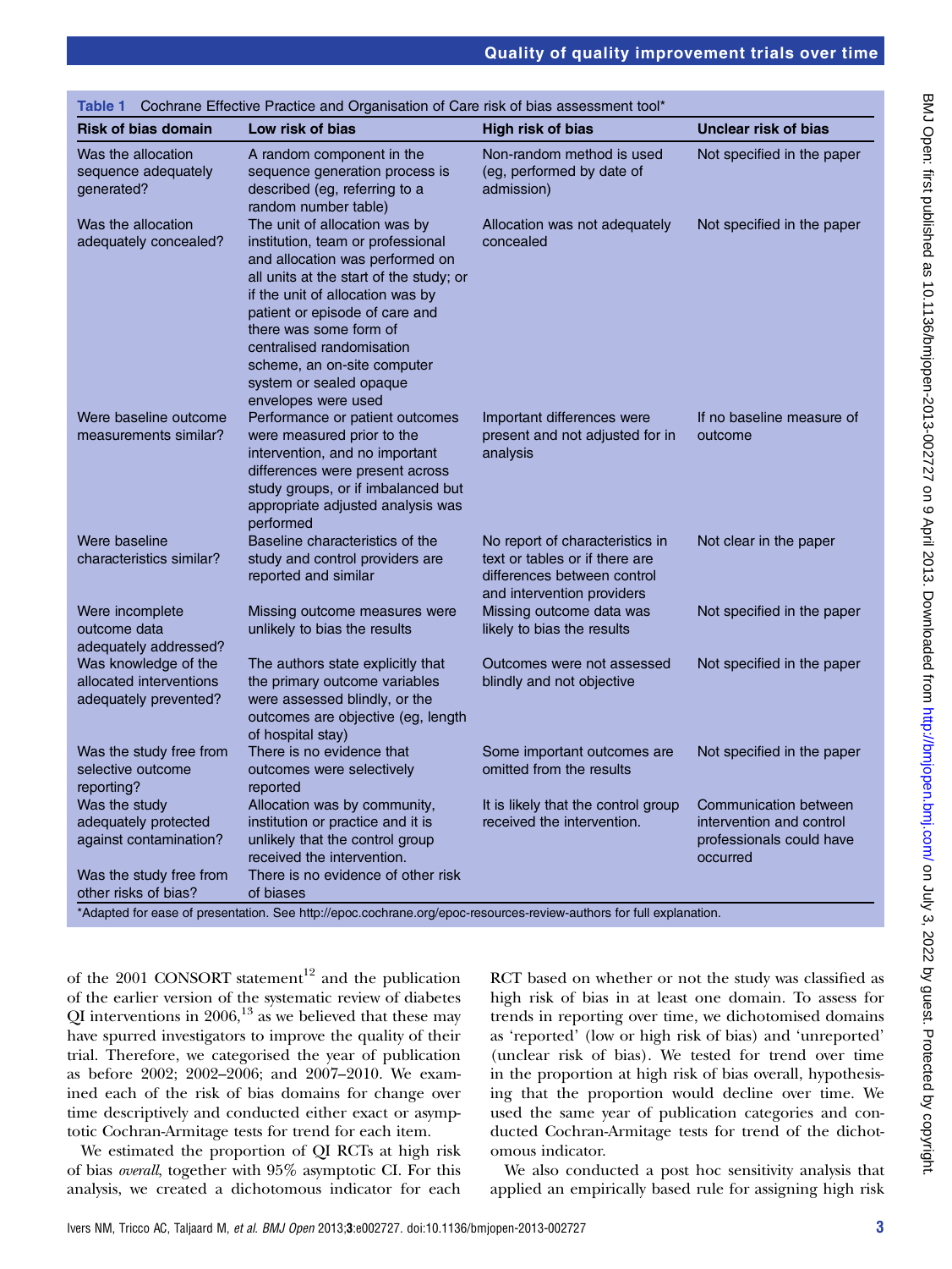**Table 1** Cochrane Effective Practice and Organisation of Care risk of bias assessment tool*

| Risk of bias domain | Low risk of bias | High risk of bias | Unclear risk of bias |
|---|---|---|---|
| Was the allocation sequence adequately generated? | A random component in the sequence generation process is described (eg, referring to a random number table) | Non-random method is used (eg, performed by date of admission) | Not specified in the paper |
| Was the allocation adequately concealed? | The unit of allocation was by institution, team or professional and allocation was performed on all units at the start of the study; or if the unit of allocation was by patient or episode of care and there was some form of centralised randomisation scheme, an on-site computer system or sealed opaque envelopes were used | Allocation was not adequately concealed | Not specified in the paper |
| Were baseline outcome measurements similar? | Performance or patient outcomes were measured prior to the intervention, and no important differences were present across study groups, or if imbalanced but appropriate adjusted analysis was performed | Important differences were present and not adjusted for in analysis | If no baseline measure of outcome |
| Were baseline characteristics similar? | Baseline characteristics of the study and control providers are reported and similar | No report of characteristics in text or tables or if there are differences between control and intervention providers | Not clear in the paper |
| Were incomplete outcome data adequately addressed? | Missing outcome measures were unlikely to bias the results | Missing outcome data was likely to bias the results | Not specified in the paper |
| Was knowledge of the allocated interventions adequately prevented? | The authors state explicitly that the primary outcome variables were assessed blindly, or the outcomes are objective (eg, length of hospital stay) | Outcomes were not assessed blindly and not objective | Not specified in the paper |
| Was the study free from selective outcome reporting? | There is no evidence that outcomes were selectively reported | Some important outcomes are omitted from the results | Not specified in the paper |
| Was the study adequately protected against contamination? | Allocation was by community, institution or practice and it is unlikely that the control group received the intervention. | It is likely that the control group received the intervention. | Communication between intervention and control professionals could have occurred |
| Was the study free from other risks of bias? | There is no evidence of other risk of biases | | |

*Adapted for ease of presentation. See http://epoc.cochrane.org/epoc-resources-review-authors for full explanation.

of the 2001 CONSORT statement[12] and the publication of the earlier version of the systematic review of diabetes QI interventions in 2006,[13] as we believed that these may have spurred investigators to improve the quality of their trial. Therefore, we categorised the year of publication as before 2002; 2002–2006; and 2007–2010. We examined each of the risk of bias domains for change over time descriptively and conducted either exact or asymptotic Cochran-Armitage tests for trend for each item.

We estimated the proportion of QI RCTs at high risk of bias *overall*, together with 95% asymptotic CI. For this analysis, we created a dichotomous indicator for each RCT based on whether or not the study was classified as high risk of bias in at least one domain. To assess for trends in reporting over time, we dichotomised domains as 'reported' (low or high risk of bias) and 'unreported' (unclear risk of bias). We tested for trend over time in the proportion at high risk of bias overall, hypothesising that the proportion would decline over time. We used the same year of publication categories and conducted Cochran-Armitage tests for trend of the dichotomous indicator.

We also conducted a post hoc sensitivity analysis that applied an empirically based rule for assigning high risk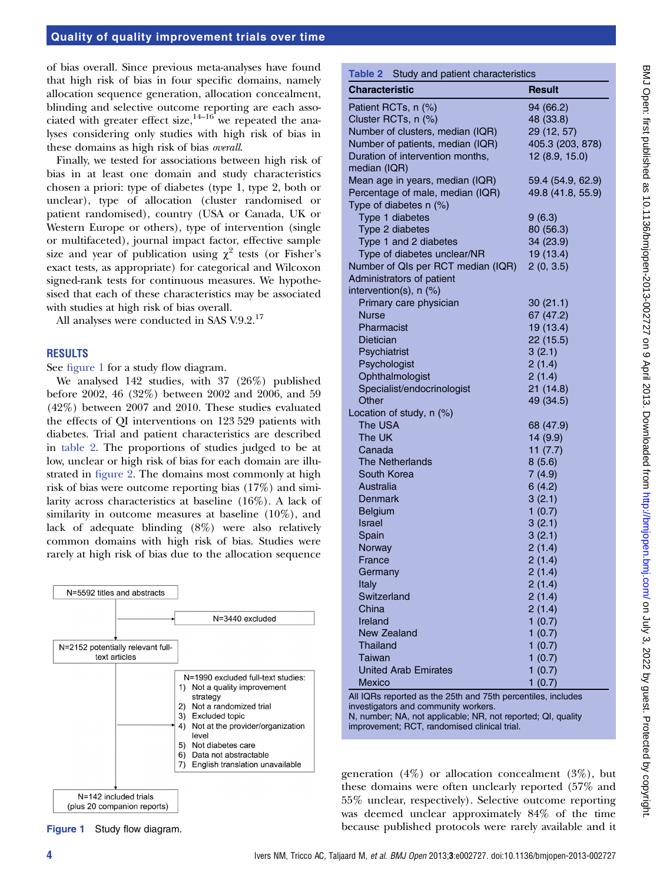of bias overall. Since previous meta-analyses have found that high risk of bias in four specific domains, namely allocation sequence generation, allocation concealment, blinding and selective outcome reporting are each associated with greater effect size,[14–16] we repeated the analyses considering only studies with high risk of bias in these domains as high risk of bias *overall*.

Finally, we tested for associations between high risk of bias in at least one domain and study characteristics chosen a priori: type of diabetes (type 1, type 2, both or unclear), type of allocation (cluster randomised or patient randomised), country (USA or Canada, UK or Western Europe or others), type of intervention (single or multifaceted), journal impact factor, effective sample size and year of publication using $\chi^2$ tests (or Fisher's exact tests, as appropriate) for categorical and Wilcoxon signed-rank tests for continuous measures. We hypothesised that each of these characteristics may be associated with studies at high risk of bias overall.

All analyses were conducted in SAS V.9.2.[17]

## RESULTS

See figure 1 for a study flow diagram.

We analysed 142 studies, with 37 (26%) published before 2002, 46 (32%) between 2002 and 2006, and 59 (42%) between 2007 and 2010. These studies evaluated the effects of QI interventions on 123 529 patients with diabetes. Trial and patient characteristics are described in table 2. The proportions of studies judged to be at low, unclear or high risk of bias for each domain are illustrated in figure 2. The domains most commonly at high risk of bias were outcome reporting bias (17%) and similarity across characteristics at baseline (16%). A lack of similarity in outcome measures at baseline (10%), and lack of adequate blinding (8%) were also relatively common domains with high risk of bias. Studies were rarely at high risk of bias due to the allocation sequence generation (4%) or allocation concealment (3%), but these domains were often unclearly reported (57% and 55% unclear, respectively). Selective outcome reporting was deemed unclear approximately 84% of the time because published protocols were rarely available and it

N=5592 titles and abstracts

N=3440 excluded

N=2152 potentially relevant full-text articles

N=1990 excluded full-text studies:
1) Not a quality improvement strategy
2) Not a randomized trial
3) Excluded topic
4) Not at the provider/organization level
5) Not diabetes care
6) Data not abstractable
7) English translation unavailable

N=142 included trials (plus 20 companion reports)

**Figure 1** Study flow diagram.

**Table 2** Study and patient characteristics

| Characteristic | Result |
|---|---|
| Patient RCTs, n (%) | 94 (66.2) |
| Cluster RCTs, n (%) | 48 (33.8) |
| Number of clusters, median (IQR) | 29 (12, 57) |
| Number of patients, median (IQR) | 405.3 (203, 878) |
| Duration of intervention months, median (IQR) | 12 (8.9, 15.0) |
| Mean age in years, median (IQR) | 59.4 (54.9, 62.9) |
| Percentage of male, median (IQR) | 49.8 (41.8, 55.9) |
| Type of diabetes n (%) | |
| Type 1 diabetes | 9 (6.3) |
| Type 2 diabetes | 80 (56.3) |
| Type 1 and 2 diabetes | 34 (23.9) |
| Type of diabetes unclear/NR | 19 (13.4) |
| Number of QIs per RCT median (IQR) | 2 (0, 3.5) |
| Administrators of patient intervention(s), n (%) | |
| Primary care physician | 30 (21.1) |
| Nurse | 67 (47.2) |
| Pharmacist | 19 (13.4) |
| Dietician | 22 (15.5) |
| Psychiatrist | 3 (2.1) |
| Psychologist | 2 (1.4) |
| Ophthalmologist | 2 (1.4) |
| Specialist/endocrinologist | 21 (14.8) |
| Other | 49 (34.5) |
| Location of study, n (%) | |
| The USA | 68 (47.9) |
| The UK | 14 (9.9) |
| Canada | 11 (7.7) |
| The Netherlands | 8 (5.6) |
| South Korea | 7 (4.9) |
| Australia | 6 (4.2) |
| Denmark | 3 (2.1) |
| Belgium | 1 (0.7) |
| Israel | 3 (2.1) |
| Spain | 3 (2.1) |
| Norway | 2 (1.4) |
| France | 2 (1.4) |
| Germany | 2 (1.4) |
| Italy | 2 (1.4) |
| Switzerland | 2 (1.4) |
| China | 2 (1.4) |
| Ireland | 1 (0.7) |
| New Zealand | 1 (0.7) |
| Thailand | 1 (0.7) |
| Taiwan | 1 (0.7) |
| United Arab Emirates | 1 (0.7) |
| Mexico | 1 (0.7) |

All IQRs reported as the 25th and 75th percentiles, includes investigators and community workers.
N, number; NA, not applicable; NR, not reported; QI, quality improvement; RCT, randomised clinical trial.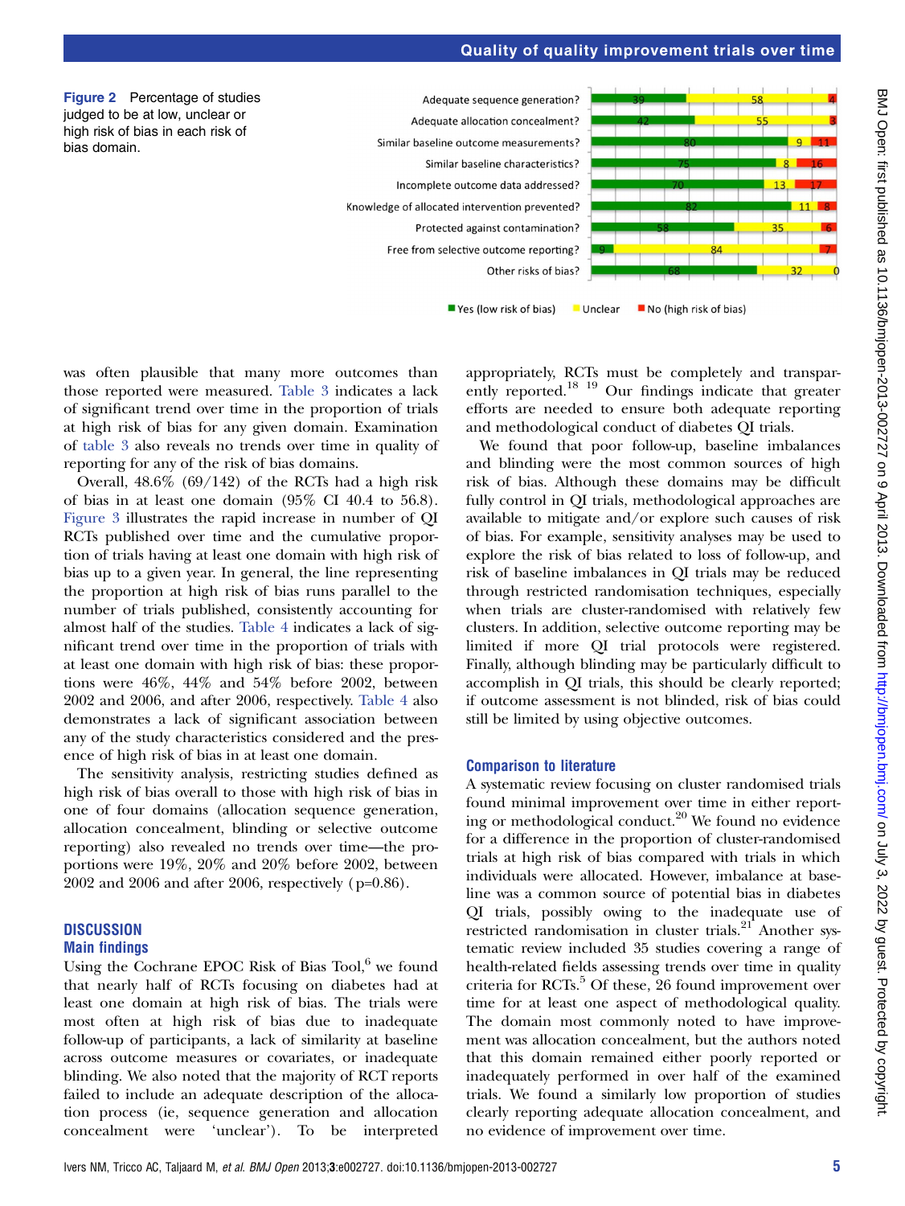Figure 2 Percentage of studies judged to be at low, unclear or high risk of bias in each risk of bias domain.

Adequate sequence generation? 39 58 4
Adequate allocation concealment? 42 55 3
Similar baseline outcome measurements? 80 9 11
Similar baseline characteristics? 75 8 16
Incomplete outcome data addressed? 70 13 17
Knowledge of allocated intervention prevented? 82 11 8
Protected against contamination? 58 35 6
Free from selective outcome reporting? 9 84 7
Other risks of bias? 68 32 0

Yes (low risk of bias) Unclear No (high risk of bias)

was often plausible that many more outcomes than those reported were measured. Table 3 indicates a lack of significant trend over time in the proportion of trials at high risk of bias for any given domain. Examination of table 3 also reveals no trends over time in quality of reporting for any of the risk of bias domains.

Overall, 48.6% (69/142) of the RCTs had a high risk of bias in at least one domain (95% CI 40.4 to 56.8). Figure 3 illustrates the rapid increase in number of QI RCTs published over time and the cumulative proportion of trials having at least one domain with high risk of bias up to a given year. In general, the line representing the proportion at high risk of bias runs parallel to the number of trials published, consistently accounting for almost half of the studies. Table 4 indicates a lack of significant trend over time in the proportion of trials with at least one domain with high risk of bias: these proportions were 46%, 44% and 54% before 2002, between 2002 and 2006, and after 2006, respectively. Table 4 also demonstrates a lack of significant association between any of the study characteristics considered and the presence of high risk of bias in at least one domain.

The sensitivity analysis, restricting studies defined as high risk of bias overall to those with high risk of bias in one of four domains (allocation sequence generation, allocation concealment, blinding or selective outcome reporting) also revealed no trends over time—the proportions were 19%, 20% and 20% before 2002, between 2002 and 2006 and after 2006, respectively (p=0.86).

## DISCUSSION

### Main findings

Using the Cochrane EPOC Risk of Bias Tool,[6] we found that nearly half of RCTs focusing on diabetes had at least one domain at high risk of bias. The trials were most often at high risk of bias due to inadequate follow-up of participants, a lack of similarity at baseline across outcome measures or covariates, or inadequate blinding. We also noted that the majority of RCT reports failed to include an adequate description of the allocation process (ie, sequence generation and allocation concealment were 'unclear'). To be interpreted appropriately, RCTs must be completely and transparently reported.[18 19] Our findings indicate that greater efforts are needed to ensure both adequate reporting and methodological conduct of diabetes QI trials.

We found that poor follow-up, baseline imbalances and blinding were the most common sources of high risk of bias. Although these domains may be difficult fully control in QI trials, methodological approaches are available to mitigate and/or explore such causes of risk of bias. For example, sensitivity analyses may be used to explore the risk of bias related to loss of follow-up, and risk of baseline imbalances in QI trials may be reduced through restricted randomisation techniques, especially when trials are cluster-randomised with relatively few clusters. In addition, selective outcome reporting may be limited if more QI trial protocols were registered. Finally, although blinding may be particularly difficult to accomplish in QI trials, this should be clearly reported; if outcome assessment is not blinded, risk of bias could still be limited by using objective outcomes.

### Comparison to literature

A systematic review focusing on cluster randomised trials found minimal improvement over time in either reporting or methodological conduct.[20] We found no evidence for a difference in the proportion of cluster-randomised trials at high risk of bias compared with trials in which individuals were allocated. However, imbalance at baseline was a common source of potential bias in diabetes QI trials, possibly owing to the inadequate use of restricted randomisation in cluster trials.[21] Another systematic review included 35 studies covering a range of health-related fields assessing trends over time in quality criteria for RCTs.[5] Of these, 26 found improvement over time for at least one aspect of methodological quality. The domain most commonly noted to have improvement was allocation concealment, but the authors noted that this domain remained either poorly reported or inadequately performed in over half of the examined trials. We found a similarly low proportion of studies clearly reporting adequate allocation concealment, and no evidence of improvement over time.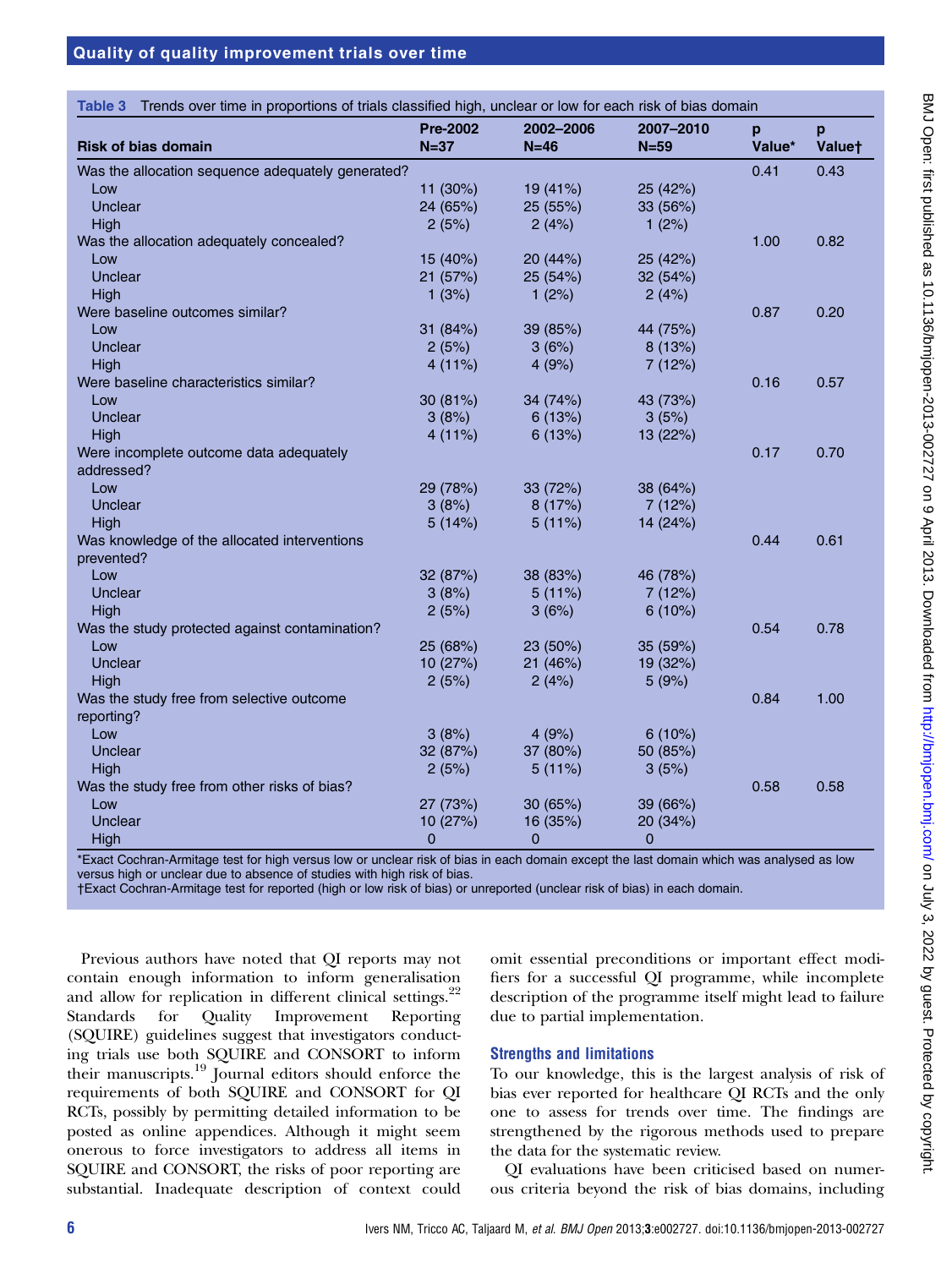**Table 3** Trends over time in proportions of trials classified high, unclear or low for each risk of bias domain

| Risk of bias domain | Pre-2002 N=37 | 2002–2006 N=46 | 2007–2010 N=59 | p Value* | p Value† |
|---|---|---|---|---|---|
| Was the allocation sequence adequately generated? | | | | 0.41 | 0.43 |
| Low | 11 (30%) | 19 (41%) | 25 (42%) | | |
| Unclear | 24 (65%) | 25 (55%) | 33 (56%) | | |
| High | 2 (5%) | 2 (4%) | 1 (2%) | | |
| Was the allocation adequately concealed? | | | | 1.00 | 0.82 |
| Low | 15 (40%) | 20 (44%) | 25 (42%) | | |
| Unclear | 21 (57%) | 25 (54%) | 32 (54%) | | |
| High | 1 (3%) | 1 (2%) | 2 (4%) | | |
| Were baseline outcomes similar? | | | | 0.87 | 0.20 |
| Low | 31 (84%) | 39 (85%) | 44 (75%) | | |
| Unclear | 2 (5%) | 3 (6%) | 8 (13%) | | |
| High | 4 (11%) | 4 (9%) | 7 (12%) | | |
| Were baseline characteristics similar? | | | | 0.16 | 0.57 |
| Low | 30 (81%) | 34 (74%) | 43 (73%) | | |
| Unclear | 3 (8%) | 6 (13%) | 3 (5%) | | |
| High | 4 (11%) | 6 (13%) | 13 (22%) | | |
| Were incomplete outcome data adequately addressed? | | | | 0.17 | 0.70 |
| Low | 29 (78%) | 33 (72%) | 38 (64%) | | |
| Unclear | 3 (8%) | 8 (17%) | 7 (12%) | | |
| High | 5 (14%) | 5 (11%) | 14 (24%) | | |
| Was knowledge of the allocated interventions prevented? | | | | 0.44 | 0.61 |
| Low | 32 (87%) | 38 (83%) | 46 (78%) | | |
| Unclear | 3 (8%) | 5 (11%) | 7 (12%) | | |
| High | 2 (5%) | 3 (6%) | 6 (10%) | | |
| Was the study protected against contamination? | | | | 0.54 | 0.78 |
| Low | 25 (68%) | 23 (50%) | 35 (59%) | | |
| Unclear | 10 (27%) | 21 (46%) | 19 (32%) | | |
| High | 2 (5%) | 2 (4%) | 5 (9%) | | |
| Was the study free from selective outcome reporting? | | | | 0.84 | 1.00 |
| Low | 3 (8%) | 4 (9%) | 6 (10%) | | |
| Unclear | 32 (87%) | 37 (80%) | 50 (85%) | | |
| High | 2 (5%) | 5 (11%) | 3 (5%) | | |
| Was the study free from other risks of bias? | | | | 0.58 | 0.58 |
| Low | 27 (73%) | 30 (65%) | 39 (66%) | | |
| Unclear | 10 (27%) | 16 (35%) | 20 (34%) | | |
| High | 0 | 0 | 0 | | |

*Exact Cochran-Armitage test for high versus low or unclear risk of bias in each domain except the last domain which was analysed as low versus high or unclear due to absence of studies with high risk of bias.
†Exact Cochran-Armitage test for reported (high or low risk of bias) or unreported (unclear risk of bias) in each domain.

Previous authors have noted that QI reports may not contain enough information to inform generalisation and allow for replication in different clinical settings.[22] Standards for Quality Improvement Reporting (SQUIRE) guidelines suggest that investigators conducting trials use both SQUIRE and CONSORT to inform their manuscripts.[19] Journal editors should enforce the requirements of both SQUIRE and CONSORT for QI RCTs, possibly by permitting detailed information to be posted as online appendices. Although it might seem onerous to force investigators to address all items in SQUIRE and CONSORT, the risks of poor reporting are substantial. Inadequate description of context could omit essential preconditions or important effect modifiers for a successful QI programme, while incomplete description of the programme itself might lead to failure due to partial implementation.

## Strengths and limitations

To our knowledge, this is the largest analysis of risk of bias ever reported for healthcare QI RCTs and the only one to assess for trends over time. The findings are strengthened by the rigorous methods used to prepare the data for the systematic review.

QI evaluations have been criticised based on numerous criteria beyond the risk of bias domains, including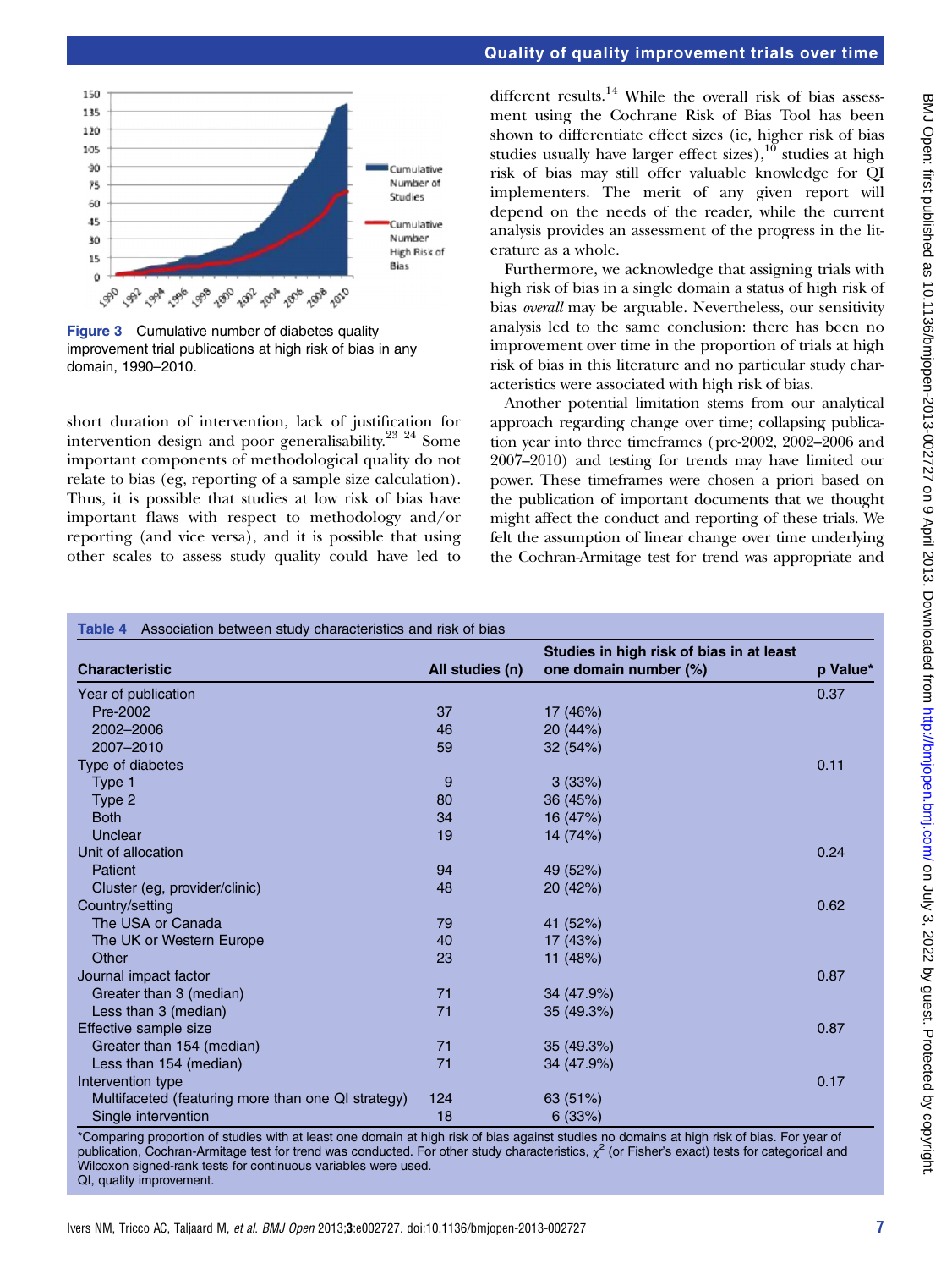Figure 3 Cumulative number of diabetes quality improvement trial publications at high risk of bias in any domain, 1990–2010.

short duration of intervention, lack of justification for intervention design and poor generalisability.[23 24] Some important components of methodological quality do not relate to bias (eg, reporting of a sample size calculation). Thus, it is possible that studies at low risk of bias have important flaws with respect to methodology and/or reporting (and vice versa), and it is possible that using other scales to assess study quality could have led to different results.[14] While the overall risk of bias assessment using the Cochrane Risk of Bias Tool has been shown to differentiate effect sizes (ie, higher risk of bias studies usually have larger effect sizes),[10] studies at high risk of bias may still offer valuable knowledge for QI implementers. The merit of any given report will depend on the needs of the reader, while the current analysis provides an assessment of the progress in the literature as a whole.

Furthermore, we acknowledge that assigning trials with high risk of bias in a single domain a status of high risk of bias *overall* may be arguable. Nevertheless, our sensitivity analysis led to the same conclusion: there has been no improvement over time in the proportion of trials at high risk of bias in this literature and no particular study characteristics were associated with high risk of bias.

Another potential limitation stems from our analytical approach regarding change over time; collapsing publication year into three timeframes (pre-2002, 2002–2006 and 2007–2010) and testing for trends may have limited our power. These timeframes were chosen a priori based on the publication of important documents that we thought might affect the conduct and reporting of these trials. We felt the assumption of linear change over time underlying the Cochran-Armitage test for trend was appropriate and

**Table 4** Association between study characteristics and risk of bias

| Characteristic | All studies (n) | Studies in high risk of bias in at least one domain number (%) | p Value* |
|---|---|---|---|
| Year of publication | | | 0.37 |
| Pre-2002 | 37 | 17 (46%) | |
| 2002–2006 | 46 | 20 (44%) | |
| 2007–2010 | 59 | 32 (54%) | |
| Type of diabetes | | | 0.11 |
| Type 1 | 9 | 3 (33%) | |
| Type 2 | 80 | 36 (45%) | |
| Both | 34 | 16 (47%) | |
| Unclear | 19 | 14 (74%) | |
| Unit of allocation | | | 0.24 |
| Patient | 94 | 49 (52%) | |
| Cluster (eg, provider/clinic) | 48 | 20 (42%) | |
| Country/setting | | | 0.62 |
| The USA or Canada | 79 | 41 (52%) | |
| The UK or Western Europe | 40 | 17 (43%) | |
| Other | 23 | 11 (48%) | |
| Journal impact factor | | | 0.87 |
| Greater than 3 (median) | 71 | 34 (47.9%) | |
| Less than 3 (median) | 71 | 35 (49.3%) | |
| Effective sample size | | | 0.87 |
| Greater than 154 (median) | 71 | 35 (49.3%) | |
| Less than 154 (median) | 71 | 34 (47.9%) | |
| Intervention type | | | 0.17 |
| Multifaceted (featuring more than one QI strategy) | 124 | 63 (51%) | |
| Single intervention | 18 | 6 (33%) | |

*Comparing proportion of studies with at least one domain at high risk of bias against studies no domains at high risk of bias. For year of publication, Cochran-Armitage test for trend was conducted. For other study characteristics, $\chi^2$ (or Fisher's exact) tests for categorical and Wilcoxon signed-rank tests for continuous variables were used.
QI, quality improvement.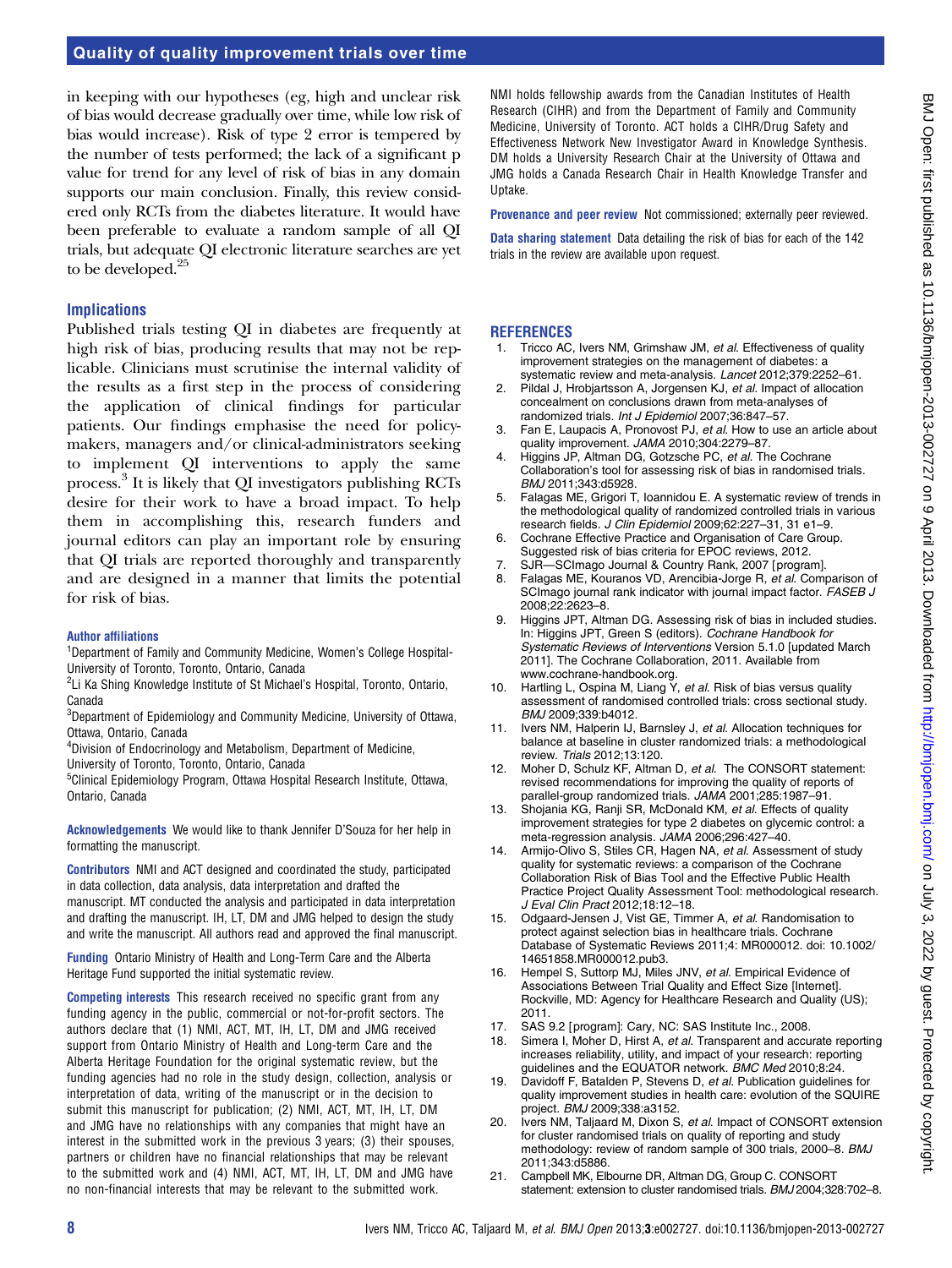in keeping with our hypotheses (eg, high and unclear risk of bias would decrease gradually over time, while low risk of bias would increase). Risk of type 2 error is tempered by the number of tests performed; the lack of a significant p value for trend for any level of risk of bias in any domain supports our main conclusion. Finally, this review considered only RCTs from the diabetes literature. It would have been preferable to evaluate a random sample of all QI trials, but adequate QI electronic literature searches are yet to be developed.[25]

## Implications

Published trials testing QI in diabetes are frequently at high risk of bias, producing results that may not be replicable. Clinicians must scrutinise the internal validity of the results as a first step in the process of considering the application of clinical findings for particular patients. Our findings emphasise the need for policymakers, managers and/or clinical-administrators seeking to implement QI interventions to apply the same process.[3] It is likely that QI investigators publishing RCTs desire for their work to have a broad impact. To help them in accomplishing this, research funders and journal editors can play an important role by ensuring that QI trials are reported thoroughly and transparently and are designed in a manner that limits the potential for risk of bias.

**Author affiliations**
[1]Department of Family and Community Medicine, Women's College Hospital-University of Toronto, Toronto, Ontario, Canada
[2]Li Ka Shing Knowledge Institute of St Michael's Hospital, Toronto, Ontario, Canada
[3]Department of Epidemiology and Community Medicine, University of Ottawa, Ottawa, Ontario, Canada
[4]Division of Endocrinology and Metabolism, Department of Medicine, University of Toronto, Toronto, Ontario, Canada
[5]Clinical Epidemiology Program, Ottawa Hospital Research Institute, Ottawa, Ontario, Canada

**Acknowledgements** We would like to thank Jennifer D'Souza for her help in formatting the manuscript.

**Contributors** NMI and ACT designed and coordinated the study, participated in data collection, data analysis, data interpretation and drafted the manuscript. MT conducted the analysis and participated in data interpretation and drafting the manuscript. IH, LT, DM and JMG helped to design the study and write the manuscript. All authors read and approved the final manuscript.

**Funding** Ontario Ministry of Health and Long-Term Care and the Alberta Heritage Fund supported the initial systematic review.

**Competing interests** This research received no specific grant from any funding agency in the public, commercial or not-for-profit sectors. The authors declare that (1) NMI, ACT, MT, IH, LT, DM and JMG received support from Ontario Ministry of Health and Long-term Care and the Alberta Heritage Foundation for the original systematic review, but the funding agencies had no role in the study design, collection, analysis or interpretation of data, writing of the manuscript or in the decision to submit this manuscript for publication; (2) NMI, ACT, MT, IH, LT, DM and JMG have no relationships with any companies that might have an interest in the submitted work in the previous 3 years; (3) their spouses, partners or children have no financial relationships that may be relevant to the submitted work and (4) NMI, ACT, MT, IH, LT, DM and JMG have no non-financial interests that may be relevant to the submitted work.

NMI holds fellowship awards from the Canadian Institutes of Health Research (CIHR) and from the Department of Family and Community Medicine, University of Toronto. ACT holds a CIHR/Drug Safety and Effectiveness Network New Investigator Award in Knowledge Synthesis. DM holds a University Research Chair at the University of Ottawa and JMG holds a Canada Research Chair in Health Knowledge Transfer and Uptake.

**Provenance and peer review** Not commissioned; externally peer reviewed.

**Data sharing statement** Data detailing the risk of bias for each of the 142 trials in the review are available upon request.

## REFERENCES

1. Tricco AC, Ivers NM, Grimshaw JM, *et al.* Effectiveness of quality improvement strategies on the management of diabetes: a systematic review and meta-analysis. *Lancet* 2012;379:2252–61.
2. Pildal J, Hrobjartsson A, Jorgensen KJ, *et al.* Impact of allocation concealment on conclusions drawn from meta-analyses of randomized trials. *Int J Epidemiol* 2007;36:847–57.
3. Fan E, Laupacis A, Pronovost PJ, *et al.* How to use an article about quality improvement. *JAMA* 2010;304:2279–87.
4. Higgins JP, Altman DG, Gotzsche PC, *et al.* The Cochrane Collaboration's tool for assessing risk of bias in randomised trials. *BMJ* 2011;343:d5928.
5. Falagas ME, Grigori T, Ioannidou E. A systematic review of trends in the methodological quality of randomized controlled trials in various research fields. *J Clin Epidemiol* 2009;62:227–31, 31 e1–9.
6. Cochrane Effective Practice and Organisation of Care Group. Suggested risk of bias criteria for EPOC reviews, 2012.
7. SJR—SCImago Journal & Country Rank, 2007 [program].
8. Falagas ME, Kouranos VD, Arencibia-Jorge R, *et al.* Comparison of SCImago journal rank indicator with journal impact factor. *FASEB J* 2008;22:2623–8.
9. Higgins JPT, Altman DG. Assessing risk of bias in included studies. In: Higgins JPT, Green S (editors). *Cochrane Handbook for Systematic Reviews of Interventions* Version 5.1.0 [updated March 2011]. The Cochrane Collaboration, 2011. Available from www.cochrane-handbook.org.
10. Hartling L, Ospina M, Liang Y, *et al.* Risk of bias versus quality assessment of randomised controlled trials: cross sectional study. *BMJ* 2009;339:b4012.
11. Ivers NM, Halperin IJ, Barnsley J, *et al.* Allocation techniques for balance at baseline in cluster randomized trials: a methodological review. *Trials* 2012;13:120.
12. Moher D, Schulz KF, Altman D, *et al.* The CONSORT statement: revised recommendations for improving the quality of reports of parallel-group randomized trials. *JAMA* 2001;285:1987–91.
13. Shojania KG, Ranji SR, McDonald KM, *et al.* Effects of quality improvement strategies for type 2 diabetes on glycemic control: a meta-regression analysis. *JAMA* 2006;296:427–40.
14. Armijo-Olivo S, Stiles CR, Hagen NA, *et al.* Assessment of study quality for systematic reviews: a comparison of the Cochrane Collaboration Risk of Bias Tool and the Effective Public Health Practice Project Quality Assessment Tool: methodological research. *J Eval Clin Pract* 2012;18:12–18.
15. Odgaard-Jensen J, Vist GE, Timmer A, *et al.* Randomisation to protect against selection bias in healthcare trials. Cochrane Database of Systematic Reviews 2011;4: MR000012. doi: 10.1002/14651858.MR000012.pub3.
16. Hempel S, Suttorp MJ, Miles JNV, *et al.* Empirical Evidence of Associations Between Trial Quality and Effect Size [Internet]. Rockville, MD: Agency for Healthcare Research and Quality (US); 2011.
17. SAS 9.2 [program]: Cary, NC: SAS Institute Inc., 2008.
18. Simera I, Moher D, Hirst A, *et al.* Transparent and accurate reporting increases reliability, utility, and impact of your research: reporting guidelines and the EQUATOR network. *BMC Med* 2010;8:24.
19. Davidoff F, Batalden P, Stevens D, *et al.* Publication guidelines for quality improvement studies in health care: evolution of the SQUIRE project. *BMJ* 2009;338:a3152.
20. Ivers NM, Taljaard M, Dixon S, *et al.* Impact of CONSORT extension for cluster randomised trials on quality of reporting and study methodology: review of random sample of 300 trials, 2000–8. *BMJ* 2011;343:d5886.
21. Campbell MK, Elbourne DR, Altman DG, Group C. CONSORT statement: extension to cluster randomised trials. *BMJ* 2004;328:702–8.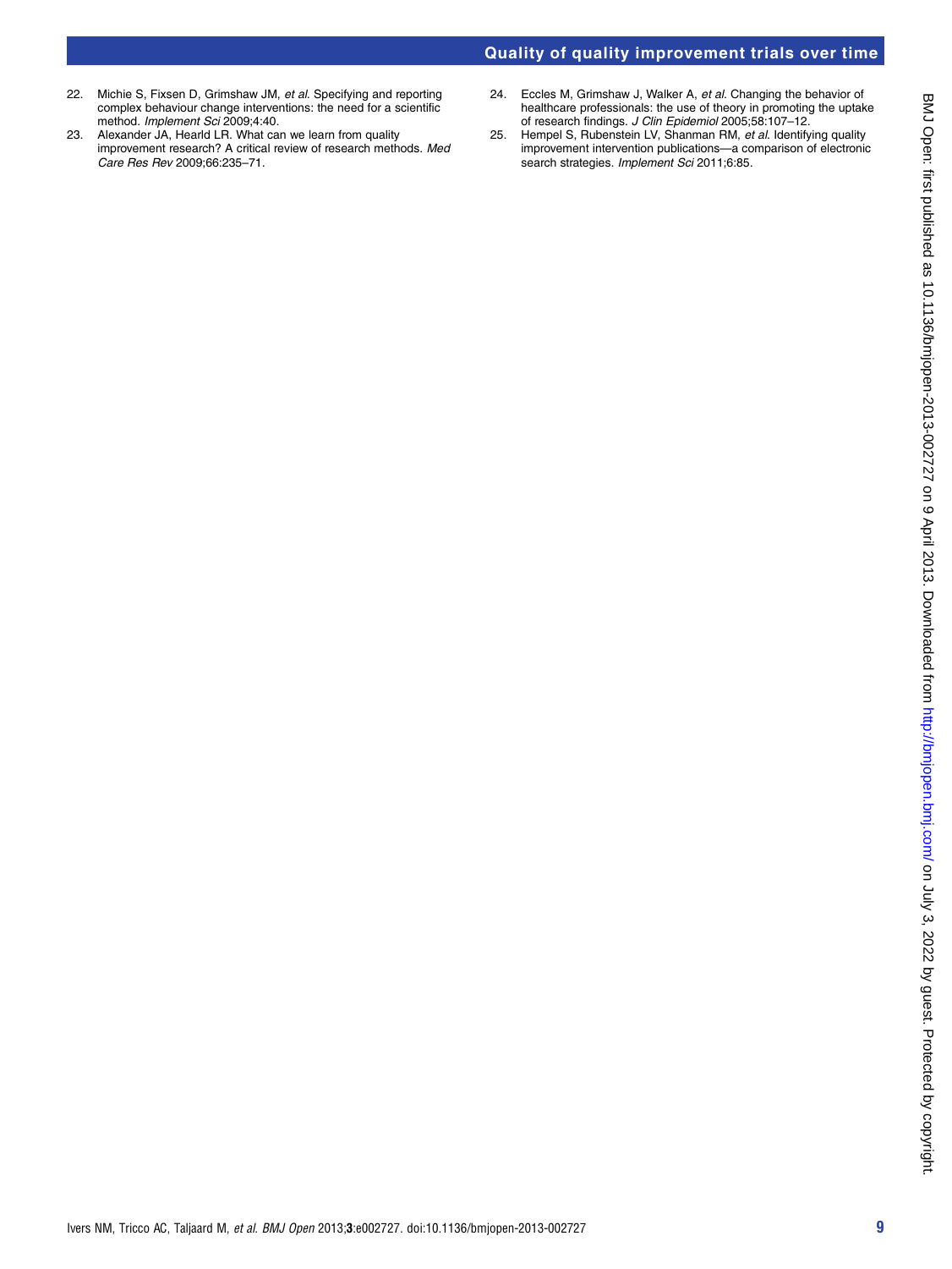22. Michie S, Fixsen D, Grimshaw JM, *et al*. Specifying and reporting complex behaviour change interventions: the need for a scientific method. *Implement Sci* 2009;4:40.
23. Alexander JA, Hearld LR. What can we learn from quality improvement research? A critical review of research methods. *Med Care Res Rev* 2009;66:235–71.
24. Eccles M, Grimshaw J, Walker A, *et al*. Changing the behavior of healthcare professionals: the use of theory in promoting the uptake of research findings. *J Clin Epidemiol* 2005;58:107–12.
25. Hempel S, Rubenstein LV, Shanman RM, *et al*. Identifying quality improvement intervention publications—a comparison of electronic search strategies. *Implement Sci* 2011;6:85.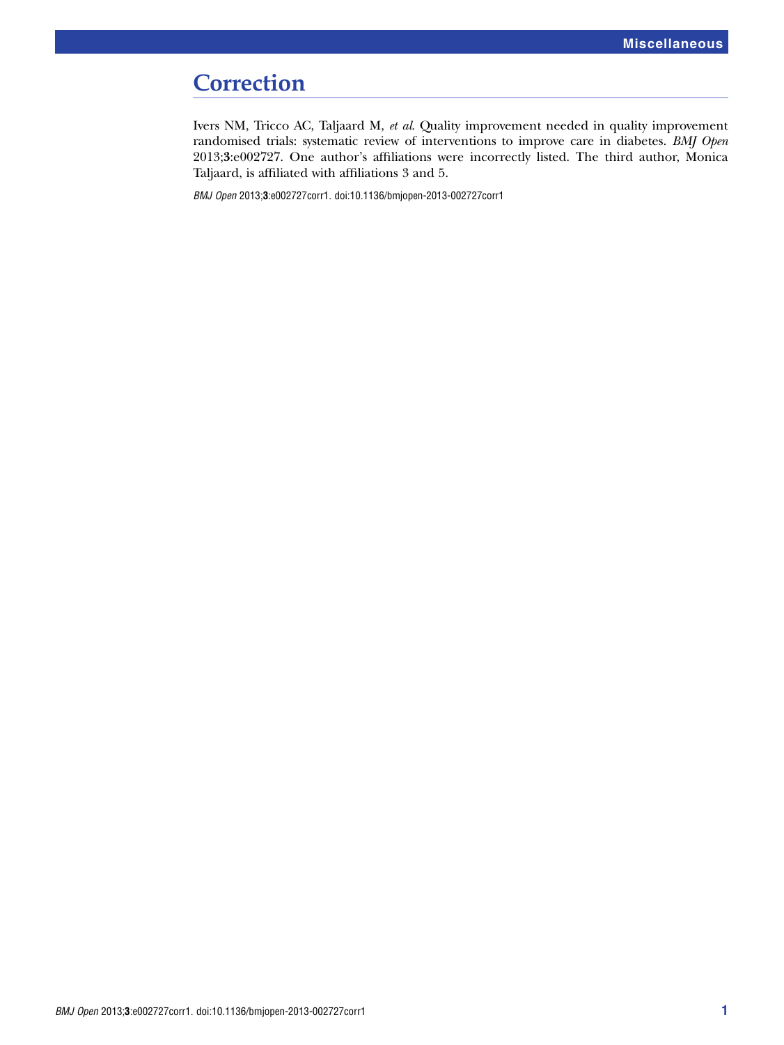# Correction

Ivers NM, Tricco AC, Taljaard M, *et al*. Quality improvement needed in quality improvement randomised trials: systematic review of interventions to improve care in diabetes. *BMJ Open* 2013;**3**:e002727. One author's affiliations were incorrectly listed. The third author, Monica Taljaard, is affiliated with affiliations 3 and 5.

*BMJ Open* 2013;**3**:e002727corr1. doi:10.1136/bmjopen-2013-002727corr1